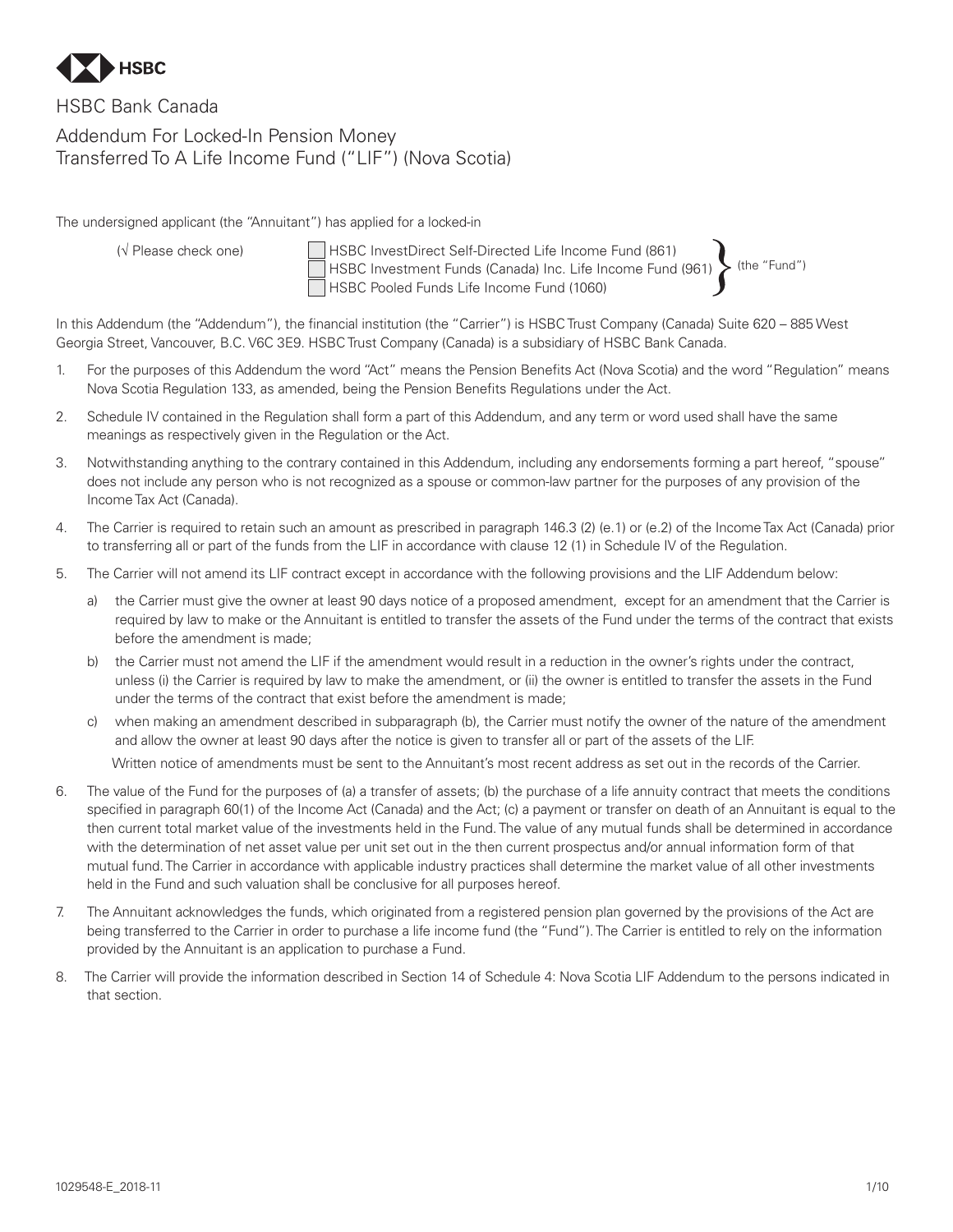# HSBC

## HSBC Bank Canada

## Addendum For Locked-In Pension Money Transferred To A Life Income Fund ("LIF") (Nova Scotia)

The undersigned applicant (the "Annuitant") has applied for a locked-in

(√ Please check one)

- ☐ HSBC InvestDirect Self-Directed Life Income Fund (861)
- ☐ HSBC Investment Funds (Canada) Inc. Life Income Fund (961)
- ☐ HSBC Pooled Funds Life Income Fund (1060)

(the "Fund")

In this Addendum (the "Addendum"), the financial institution (the "Carrier") is HSBC Trust Company (Canada) Suite 620 – 885 West Georgia Street, Vancouver, B.C. V6C 3E9. HSBC Trust Company (Canada) is a subsidiary of HSBC Bank Canada.

1. For the purposes of this Addendum the word "Act" means the Pension Benefits Act (Nova Scotia) and the word "Regulation" means Nova Scotia Regulation 133, as amended, being the Pension Benefits Regulations under the Act.
2. Schedule IV contained in the Regulation shall form a part of this Addendum, and any term or word used shall have the same meanings as respectively given in the Regulation or the Act.
3. Notwithstanding anything to the contrary contained in this Addendum, including any endorsements forming a part hereof, "spouse" does not include any person who is not recognized as a spouse or common-law partner for the purposes of any provision of the Income Tax Act (Canada).
4. The Carrier is required to retain such an amount as prescribed in paragraph 146.3 (2) (e.1) or (e.2) of the Income Tax Act (Canada) prior to transferring all or part of the funds from the LIF in accordance with clause 12 (1) in Schedule IV of the Regulation.
5. The Carrier will not amend its LIF contract except in accordance with the following provisions and the LIF Addendum below:
   a) the Carrier must give the owner at least 90 days notice of a proposed amendment, except for an amendment that the Carrier is required by law to make or the Annuitant is entitled to transfer the assets of the Fund under the terms of the contract that exists before the amendment is made;
   b) the Carrier must not amend the LIF if the amendment would result in a reduction in the owner's rights under the contract, unless (i) the Carrier is required by law to make the amendment, or (ii) the owner is entitled to transfer the assets in the Fund under the terms of the contract that exist before the amendment is made;
   c) when making an amendment described in subparagraph (b), the Carrier must notify the owner of the nature of the amendment and allow the owner at least 90 days after the notice is given to transfer all or part of the assets of the LIF.

   Written notice of amendments must be sent to the Annuitant's most recent address as set out in the records of the Carrier.
6. The value of the Fund for the purposes of (a) a transfer of assets; (b) the purchase of a life annuity contract that meets the conditions specified in paragraph 60(1) of the Income Act (Canada) and the Act; (c) a payment or transfer on death of an Annuitant is equal to the then current total market value of the investments held in the Fund. The value of any mutual funds shall be determined in accordance with the determination of net asset value per unit set out in the then current prospectus and/or annual information form of that mutual fund. The Carrier in accordance with applicable industry practices shall determine the market value of all other investments held in the Fund and such valuation shall be conclusive for all purposes hereof.
7. The Annuitant acknowledges the funds, which originated from a registered pension plan governed by the provisions of the Act are being transferred to the Carrier in order to purchase a life income fund (the "Fund"). The Carrier is entitled to rely on the information provided by the Annuitant is an application to purchase a Fund.
8. The Carrier will provide the information described in Section 14 of Schedule 4: Nova Scotia LIF Addendum to the persons indicated in that section.

1029548-E_2018-11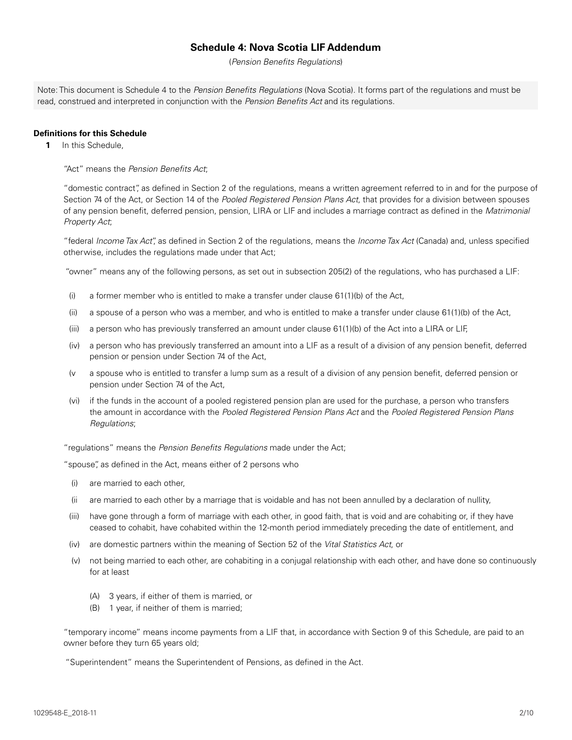## Schedule 4: Nova Scotia LIF Addendum

(*Pension Benefits Regulations*)

Note: This document is Schedule 4 to the *Pension Benefits Regulations* (Nova Scotia). It forms part of the regulations and must be read, construed and interpreted in conjunction with the *Pension Benefits Act* and its regulations.

**Definitions for this Schedule**

**1** In this Schedule,

"Act" means the *Pension Benefits Act*;

"domestic contract", as defined in Section 2 of the regulations, means a written agreement referred to in and for the purpose of Section 74 of the Act, or Section 14 of the *Pooled Registered Pension Plans Act*, that provides for a division between spouses of any pension benefit, deferred pension, pension, LIRA or LIF and includes a marriage contract as defined in the *Matrimonial Property Act*;

"federal *Income Tax Act*", as defined in Section 2 of the regulations, means the *Income Tax Act* (Canada) and, unless specified otherwise, includes the regulations made under that Act;

"owner" means any of the following persons, as set out in subsection 205(2) of the regulations, who has purchased a LIF:

- (i) a former member who is entitled to make a transfer under clause 61(1)(b) of the Act,
- (ii) a spouse of a person who was a member, and who is entitled to make a transfer under clause 61(1)(b) of the Act,
- (iii) a person who has previously transferred an amount under clause 61(1)(b) of the Act into a LIRA or LIF,
- (iv) a person who has previously transferred an amount into a LIF as a result of a division of any pension benefit, deferred pension or pension under Section 74 of the Act,
- (v a spouse who is entitled to transfer a lump sum as a result of a division of any pension benefit, deferred pension or pension under Section 74 of the Act,
- (vi) if the funds in the account of a pooled registered pension plan are used for the purchase, a person who transfers the amount in accordance with the *Pooled Registered Pension Plans Act* and the *Pooled Registered Pension Plans Regulations*;

"regulations" means the *Pension Benefits Regulations* made under the Act;

"spouse", as defined in the Act, means either of 2 persons who

- (i) are married to each other,
- (ii are married to each other by a marriage that is voidable and has not been annulled by a declaration of nullity,
- (iii) have gone through a form of marriage with each other, in good faith, that is void and are cohabiting or, if they have ceased to cohabit, have cohabited within the 12-month period immediately preceding the date of entitlement, and
- (iv) are domestic partners within the meaning of Section 52 of the *Vital Statistics Act*, or
- (v) not being married to each other, are cohabiting in a conjugal relationship with each other, and have done so continuously for at least
  - (A) 3 years, if either of them is married, or
  - (B) 1 year, if neither of them is married;

"temporary income" means income payments from a LIF that, in accordance with Section 9 of this Schedule, are paid to an owner before they turn 65 years old;

"Superintendent" means the Superintendent of Pensions, as defined in the Act.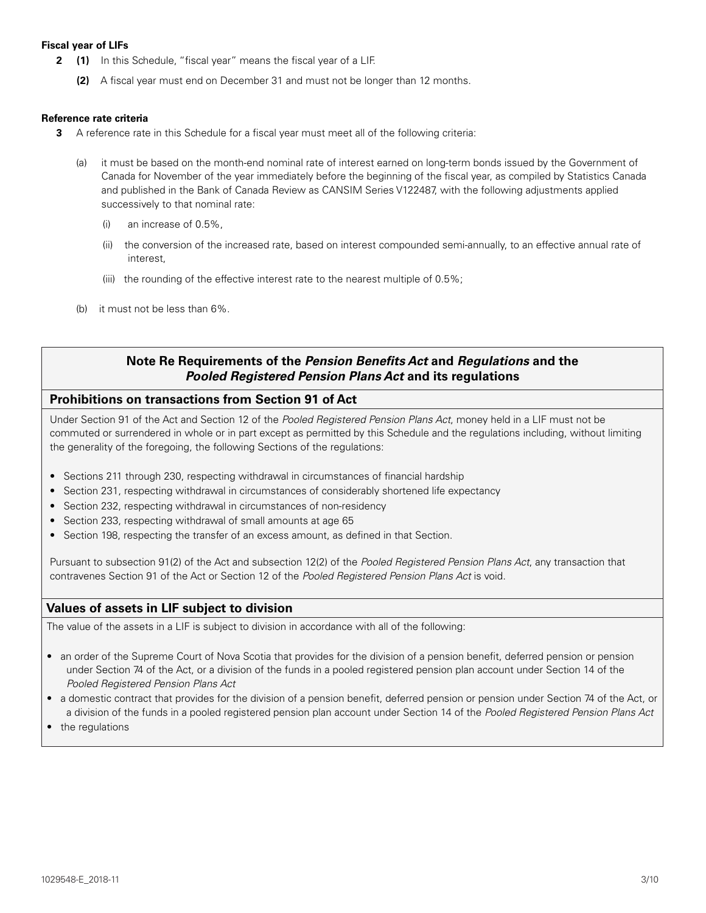**Fiscal year of LIFs**

**2** **(1)** In this Schedule, "fiscal year" means the fiscal year of a LIF.

**(2)** A fiscal year must end on December 31 and must not be longer than 12 months.

**Reference rate criteria**

**3** A reference rate in this Schedule for a fiscal year must meet all of the following criteria:

(a) it must be based on the month-end nominal rate of interest earned on long-term bonds issued by the Government of Canada for November of the year immediately before the beginning of the fiscal year, as compiled by Statistics Canada and published in the Bank of Canada Review as CANSIM Series V122487, with the following adjustments applied successively to that nominal rate:

(i) an increase of 0.5%,

(ii) the conversion of the increased rate, based on interest compounded semi-annually, to an effective annual rate of interest,

(iii) the rounding of the effective interest rate to the nearest multiple of 0.5%;

(b) it must not be less than 6%.

## Note Re Requirements of the *Pension Benefits Act* and *Regulations* and the *Pooled Registered Pension Plans Act* and its regulations

### Prohibitions on transactions from Section 91 of Act

Under Section 91 of the Act and Section 12 of the *Pooled Registered Pension Plans Act*, money held in a LIF must not be commuted or surrendered in whole or in part except as permitted by this Schedule and the regulations including, without limiting the generality of the foregoing, the following Sections of the regulations:

- Sections 211 through 230, respecting withdrawal in circumstances of financial hardship
- Section 231, respecting withdrawal in circumstances of considerably shortened life expectancy
- Section 232, respecting withdrawal in circumstances of non-residency
- Section 233, respecting withdrawal of small amounts at age 65
- Section 198, respecting the transfer of an excess amount, as defined in that Section.

Pursuant to subsection 91(2) of the Act and subsection 12(2) of the *Pooled Registered Pension Plans Act*, any transaction that contravenes Section 91 of the Act or Section 12 of the *Pooled Registered Pension Plans Act* is void.

### Values of assets in LIF subject to division

The value of the assets in a LIF is subject to division in accordance with all of the following:

- an order of the Supreme Court of Nova Scotia that provides for the division of a pension benefit, deferred pension or pension under Section 74 of the Act, or a division of the funds in a pooled registered pension plan account under Section 14 of the *Pooled Registered Pension Plans Act*
- a domestic contract that provides for the division of a pension benefit, deferred pension or pension under Section 74 of the Act, or a division of the funds in a pooled registered pension plan account under Section 14 of the *Pooled Registered Pension Plans Act*
- the regulations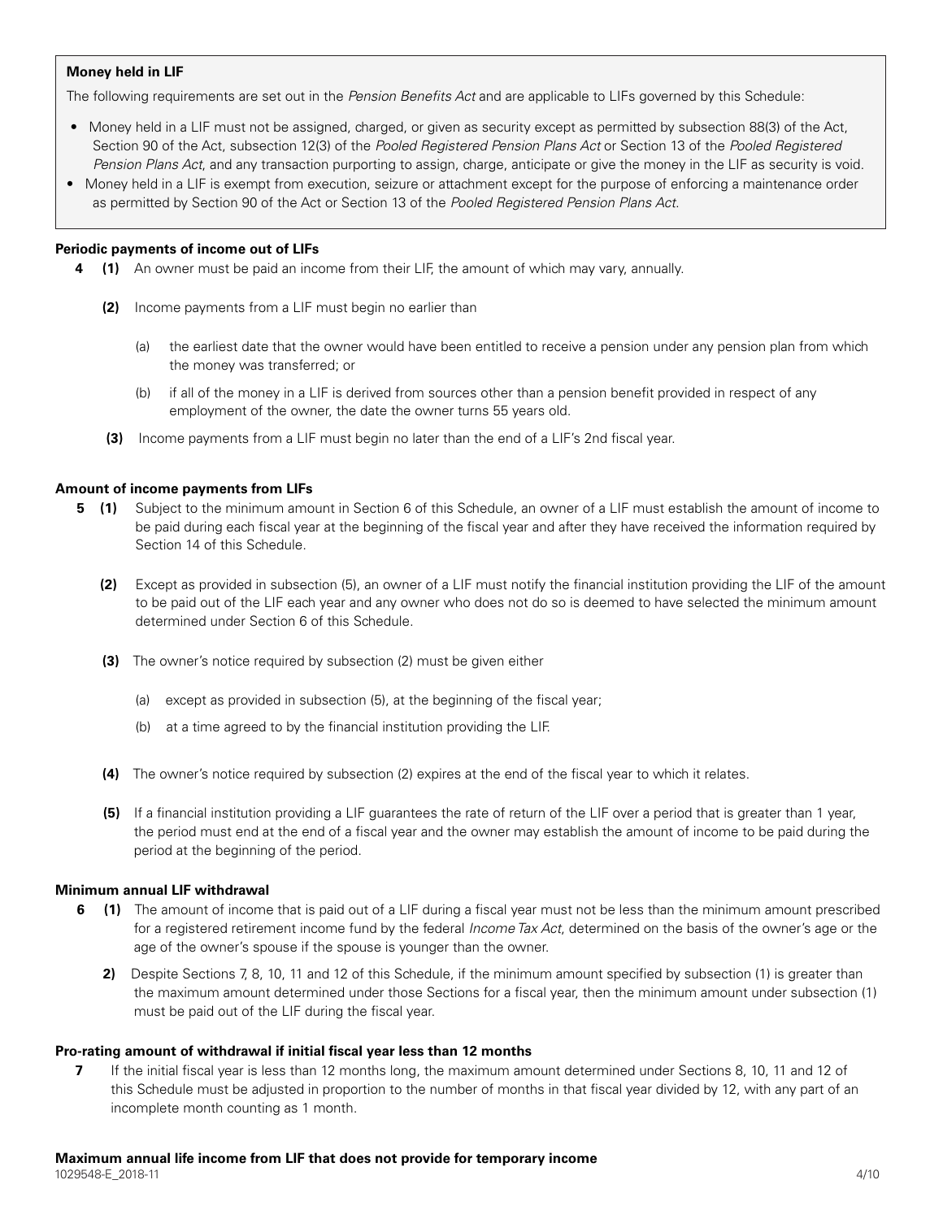**Money held in LIF**

The following requirements are set out in the *Pension Benefits Act* and are applicable to LIFs governed by this Schedule:

- Money held in a LIF must not be assigned, charged, or given as security except as permitted by subsection 88(3) of the Act, Section 90 of the Act, subsection 12(3) of the *Pooled Registered Pension Plans Act* or Section 13 of the *Pooled Registered Pension Plans Act*, and any transaction purporting to assign, charge, anticipate or give the money in the LIF as security is void.
- Money held in a LIF is exempt from execution, seizure or attachment except for the purpose of enforcing a maintenance order as permitted by Section 90 of the Act or Section 13 of the *Pooled Registered Pension Plans Act*.

**Periodic payments of income out of LIFs**

**4** **(1)** An owner must be paid an income from their LIF, the amount of which may vary, annually.

**(2)** Income payments from a LIF must begin no earlier than

(a) the earliest date that the owner would have been entitled to receive a pension under any pension plan from which the money was transferred; or

(b) if all of the money in a LIF is derived from sources other than a pension benefit provided in respect of any employment of the owner, the date the owner turns 55 years old.

**(3)** Income payments from a LIF must begin no later than the end of a LIF's 2nd fiscal year.

**Amount of income payments from LIFs**

**5** **(1)** Subject to the minimum amount in Section 6 of this Schedule, an owner of a LIF must establish the amount of income to be paid during each fiscal year at the beginning of the fiscal year and after they have received the information required by Section 14 of this Schedule.

**(2)** Except as provided in subsection (5), an owner of a LIF must notify the financial institution providing the LIF of the amount to be paid out of the LIF each year and any owner who does not do so is deemed to have selected the minimum amount determined under Section 6 of this Schedule.

**(3)** The owner's notice required by subsection (2) must be given either

(a) except as provided in subsection (5), at the beginning of the fiscal year;

(b) at a time agreed to by the financial institution providing the LIF.

**(4)** The owner's notice required by subsection (2) expires at the end of the fiscal year to which it relates.

**(5)** If a financial institution providing a LIF guarantees the rate of return of the LIF over a period that is greater than 1 year, the period must end at the end of a fiscal year and the owner may establish the amount of income to be paid during the period at the beginning of the period.

**Minimum annual LIF withdrawal**

**6** **(1)** The amount of income that is paid out of a LIF during a fiscal year must not be less than the minimum amount prescribed for a registered retirement income fund by the federal *Income Tax Act*, determined on the basis of the owner's age or the age of the owner's spouse if the spouse is younger than the owner.

**2)** Despite Sections 7, 8, 10, 11 and 12 of this Schedule, if the minimum amount specified by subsection (1) is greater than the maximum amount determined under those Sections for a fiscal year, then the minimum amount under subsection (1) must be paid out of the LIF during the fiscal year.

**Pro-rating amount of withdrawal if initial fiscal year less than 12 months**

**7** If the initial fiscal year is less than 12 months long, the maximum amount determined under Sections 8, 10, 11 and 12 of this Schedule must be adjusted in proportion to the number of months in that fiscal year divided by 12, with any part of an incomplete month counting as 1 month.

**Maximum annual life income from LIF that does not provide for temporary income**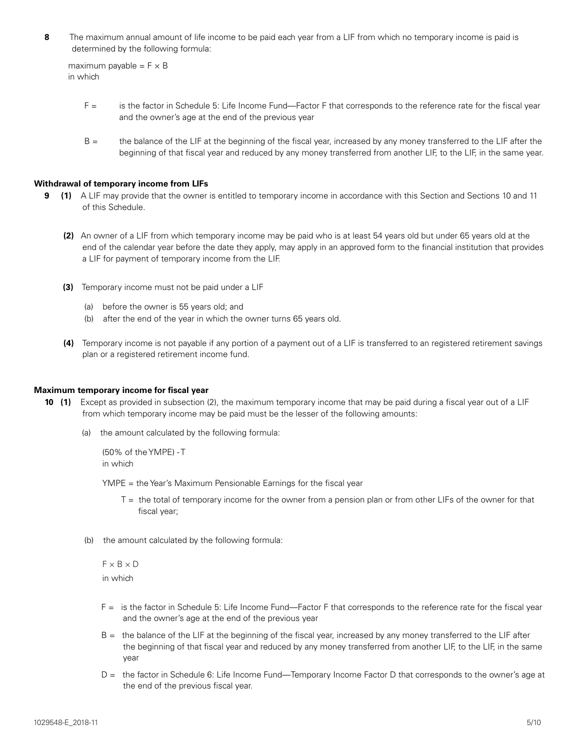**8** The maximum annual amount of life income to be paid each year from a LIF from which no temporary income is paid is determined by the following formula:

maximum payable = $F \times B$
in which

- F = is the factor in Schedule 5: Life Income Fund—Factor F that corresponds to the reference rate for the fiscal year and the owner's age at the end of the previous year
- B = the balance of the LIF at the beginning of the fiscal year, increased by any money transferred to the LIF after the beginning of that fiscal year and reduced by any money transferred from another LIF, to the LIF, in the same year.

**Withdrawal of temporary income from LIFs**

**9** **(1)** A LIF may provide that the owner is entitled to temporary income in accordance with this Section and Sections 10 and 11 of this Schedule.

**(2)** An owner of a LIF from which temporary income may be paid who is at least 54 years old but under 65 years old at the end of the calendar year before the date they apply, may apply in an approved form to the financial institution that provides a LIF for payment of temporary income from the LIF.

**(3)** Temporary income must not be paid under a LIF

(a) before the owner is 55 years old; and
(b) after the end of the year in which the owner turns 65 years old.

**(4)** Temporary income is not payable if any portion of a payment out of a LIF is transferred to an registered retirement savings plan or a registered retirement income fund.

**Maximum temporary income for fiscal year**

**10** **(1)** Except as provided in subsection (2), the maximum temporary income that may be paid during a fiscal year out of a LIF from which temporary income may be paid must be the lesser of the following amounts:

(a) the amount calculated by the following formula:

(50% of the YMPE) - T
in which

YMPE = the Year's Maximum Pensionable Earnings for the fiscal year

T = the total of temporary income for the owner from a pension plan or from other LIFs of the owner for that fiscal year;

(b) the amount calculated by the following formula:

$F \times B \times D$
in which

- F = is the factor in Schedule 5: Life Income Fund—Factor F that corresponds to the reference rate for the fiscal year and the owner's age at the end of the previous year
- B = the balance of the LIF at the beginning of the fiscal year, increased by any money transferred to the LIF after the beginning of that fiscal year and reduced by any money transferred from another LIF, to the LIF, in the same year
- D = the factor in Schedule 6: Life Income Fund—Temporary Income Factor D that corresponds to the owner's age at the end of the previous fiscal year.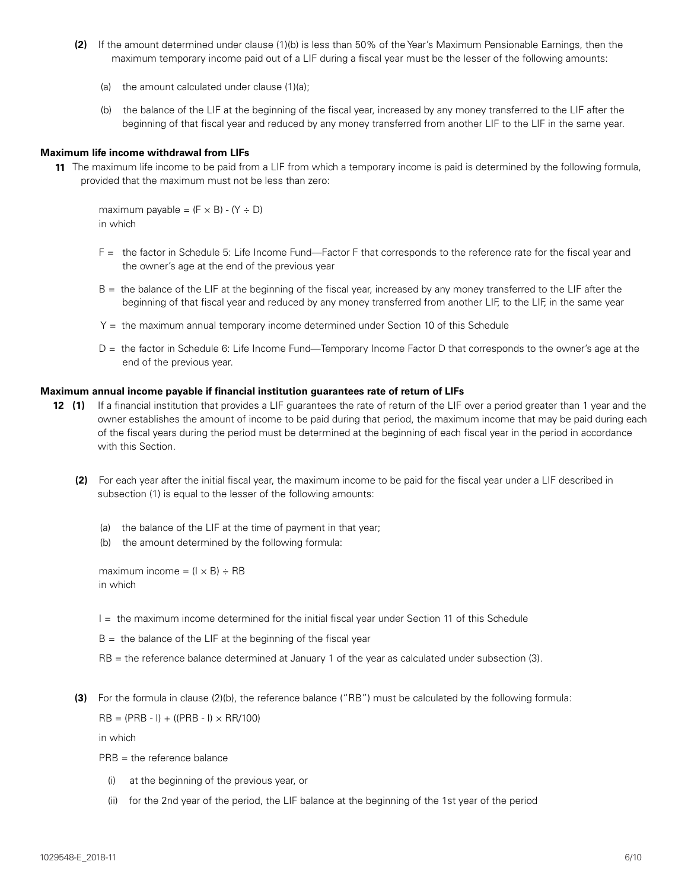**(2)** If the amount determined under clause (1)(b) is less than 50% of the Year's Maximum Pensionable Earnings, then the maximum temporary income paid out of a LIF during a fiscal year must be the lesser of the following amounts:

(a) the amount calculated under clause (1)(a);

(b) the balance of the LIF at the beginning of the fiscal year, increased by any money transferred to the LIF after the beginning of that fiscal year and reduced by any money transferred from another LIF to the LIF in the same year.

**Maximum life income withdrawal from LIFs**

**11** The maximum life income to be paid from a LIF from which a temporary income is paid is determined by the following formula, provided that the maximum must not be less than zero:

$$\text{maximum payable} = (F \times B) - (Y \div D)$$

in which

F = the factor in Schedule 5: Life Income Fund—Factor F that corresponds to the reference rate for the fiscal year and the owner's age at the end of the previous year

B = the balance of the LIF at the beginning of the fiscal year, increased by any money transferred to the LIF after the beginning of that fiscal year and reduced by any money transferred from another LIF, to the LIF, in the same year

Y = the maximum annual temporary income determined under Section 10 of this Schedule

D = the factor in Schedule 6: Life Income Fund—Temporary Income Factor D that corresponds to the owner's age at the end of the previous year.

**Maximum annual income payable if financial institution guarantees rate of return of LIFs**

**12 (1)** If a financial institution that provides a LIF guarantees the rate of return of the LIF over a period greater than 1 year and the owner establishes the amount of income to be paid during that period, the maximum income that may be paid during each of the fiscal years during the period must be determined at the beginning of each fiscal year in the period in accordance with this Section.

**(2)** For each year after the initial fiscal year, the maximum income to be paid for the fiscal year under a LIF described in subsection (1) is equal to the lesser of the following amounts:

(a) the balance of the LIF at the time of payment in that year;

(b) the amount determined by the following formula:

$$\text{maximum income} = (I \times B) \div RB$$

in which

I = the maximum income determined for the initial fiscal year under Section 11 of this Schedule

B = the balance of the LIF at the beginning of the fiscal year

RB = the reference balance determined at January 1 of the year as calculated under subsection (3).

**(3)** For the formula in clause (2)(b), the reference balance ("RB") must be calculated by the following formula:

$$RB = (PRB - I) + ((PRB - I) \times RR/100)$$

in which

PRB = the reference balance

(i) at the beginning of the previous year, or

(ii) for the 2nd year of the period, the LIF balance at the beginning of the 1st year of the period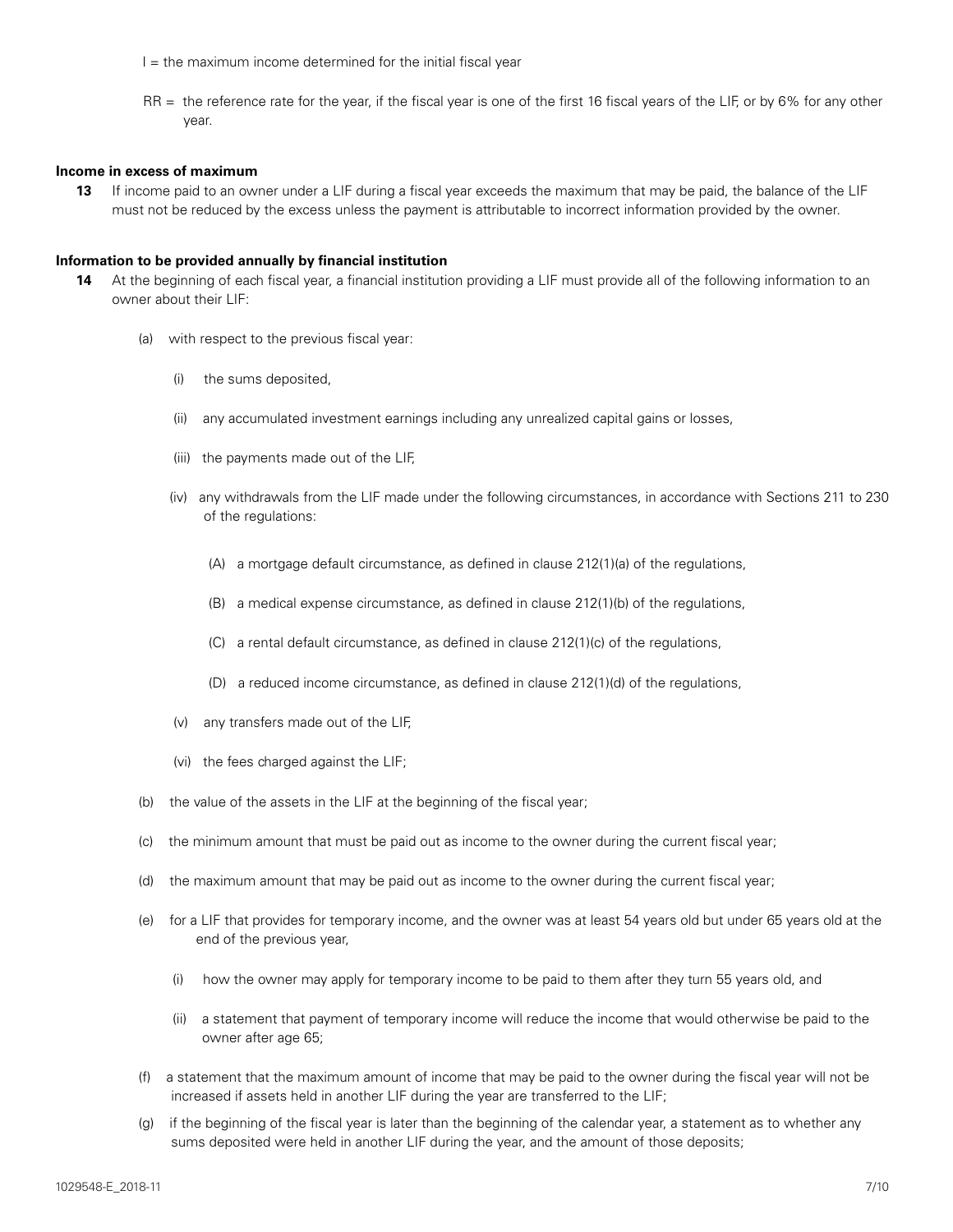I = the maximum income determined for the initial fiscal year

RR = the reference rate for the year, if the fiscal year is one of the first 16 fiscal years of the LIF, or by 6% for any other year.

**Income in excess of maximum**

**13** If income paid to an owner under a LIF during a fiscal year exceeds the maximum that may be paid, the balance of the LIF must not be reduced by the excess unless the payment is attributable to incorrect information provided by the owner.

**Information to be provided annually by financial institution**

**14** At the beginning of each fiscal year, a financial institution providing a LIF must provide all of the following information to an owner about their LIF:

(a) with respect to the previous fiscal year:

(i) the sums deposited,

(ii) any accumulated investment earnings including any unrealized capital gains or losses,

(iii) the payments made out of the LIF,

(iv) any withdrawals from the LIF made under the following circumstances, in accordance with Sections 211 to 230 of the regulations:

(A) a mortgage default circumstance, as defined in clause 212(1)(a) of the regulations,

(B) a medical expense circumstance, as defined in clause 212(1)(b) of the regulations,

(C) a rental default circumstance, as defined in clause 212(1)(c) of the regulations,

(D) a reduced income circumstance, as defined in clause 212(1)(d) of the regulations,

(v) any transfers made out of the LIF,

(vi) the fees charged against the LIF;

(b) the value of the assets in the LIF at the beginning of the fiscal year;

(c) the minimum amount that must be paid out as income to the owner during the current fiscal year;

(d) the maximum amount that may be paid out as income to the owner during the current fiscal year;

(e) for a LIF that provides for temporary income, and the owner was at least 54 years old but under 65 years old at the end of the previous year,

(i) how the owner may apply for temporary income to be paid to them after they turn 55 years old, and

(ii) a statement that payment of temporary income will reduce the income that would otherwise be paid to the owner after age 65;

(f) a statement that the maximum amount of income that may be paid to the owner during the fiscal year will not be increased if assets held in another LIF during the year are transferred to the LIF;

(g) if the beginning of the fiscal year is later than the beginning of the calendar year, a statement as to whether any sums deposited were held in another LIF during the year, and the amount of those deposits;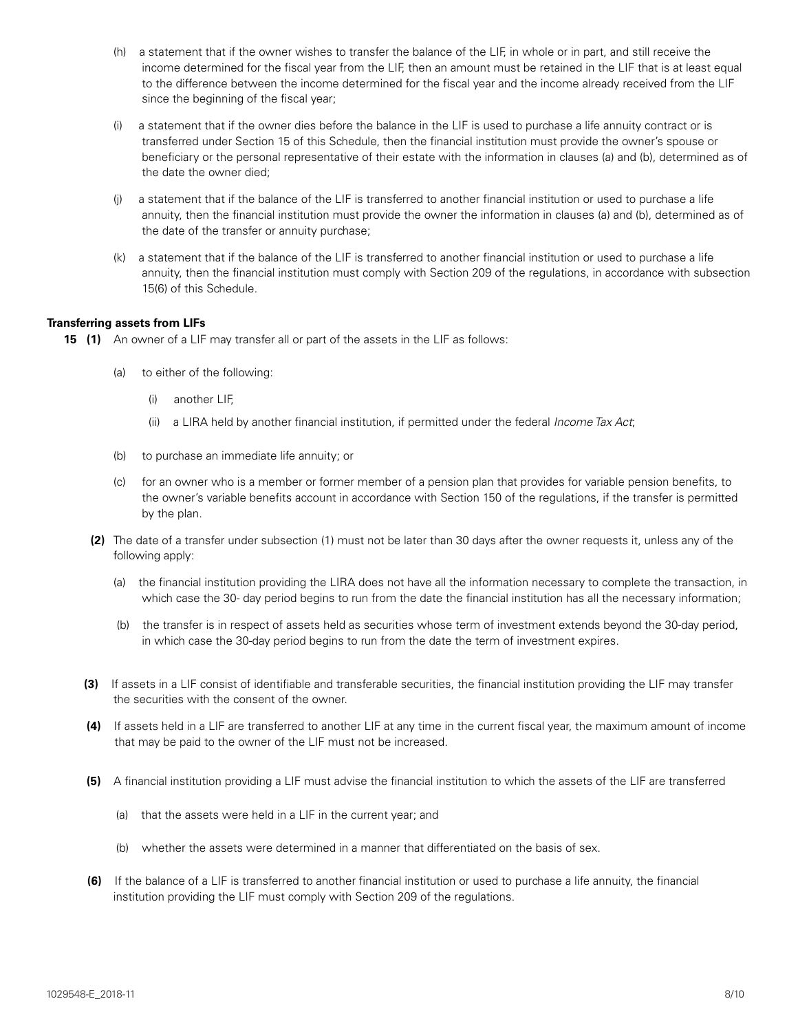(h) a statement that if the owner wishes to transfer the balance of the LIF, in whole or in part, and still receive the income determined for the fiscal year from the LIF, then an amount must be retained in the LIF that is at least equal to the difference between the income determined for the fiscal year and the income already received from the LIF since the beginning of the fiscal year;

(i) a statement that if the owner dies before the balance in the LIF is used to purchase a life annuity contract or is transferred under Section 15 of this Schedule, then the financial institution must provide the owner's spouse or beneficiary or the personal representative of their estate with the information in clauses (a) and (b), determined as of the date the owner died;

(j) a statement that if the balance of the LIF is transferred to another financial institution or used to purchase a life annuity, then the financial institution must provide the owner the information in clauses (a) and (b), determined as of the date of the transfer or annuity purchase;

(k) a statement that if the balance of the LIF is transferred to another financial institution or used to purchase a life annuity, then the financial institution must comply with Section 209 of the regulations, in accordance with subsection 15(6) of this Schedule.

**Transferring assets from LIFs**

**15 (1)** An owner of a LIF may transfer all or part of the assets in the LIF as follows:

(a) to either of the following:

(i) another LIF,

(ii) a LIRA held by another financial institution, if permitted under the federal *Income Tax Act*;

(b) to purchase an immediate life annuity; or

(c) for an owner who is a member or former member of a pension plan that provides for variable pension benefits, to the owner's variable benefits account in accordance with Section 150 of the regulations, if the transfer is permitted by the plan.

**(2)** The date of a transfer under subsection (1) must not be later than 30 days after the owner requests it, unless any of the following apply:

(a) the financial institution providing the LIRA does not have all the information necessary to complete the transaction, in which case the 30- day period begins to run from the date the financial institution has all the necessary information;

(b) the transfer is in respect of assets held as securities whose term of investment extends beyond the 30-day period, in which case the 30-day period begins to run from the date the term of investment expires.

**(3)** If assets in a LIF consist of identifiable and transferable securities, the financial institution providing the LIF may transfer the securities with the consent of the owner.

**(4)** If assets held in a LIF are transferred to another LIF at any time in the current fiscal year, the maximum amount of income that may be paid to the owner of the LIF must not be increased.

**(5)** A financial institution providing a LIF must advise the financial institution to which the assets of the LIF are transferred

(a) that the assets were held in a LIF in the current year; and

(b) whether the assets were determined in a manner that differentiated on the basis of sex.

**(6)** If the balance of a LIF is transferred to another financial institution or used to purchase a life annuity, the financial institution providing the LIF must comply with Section 209 of the regulations.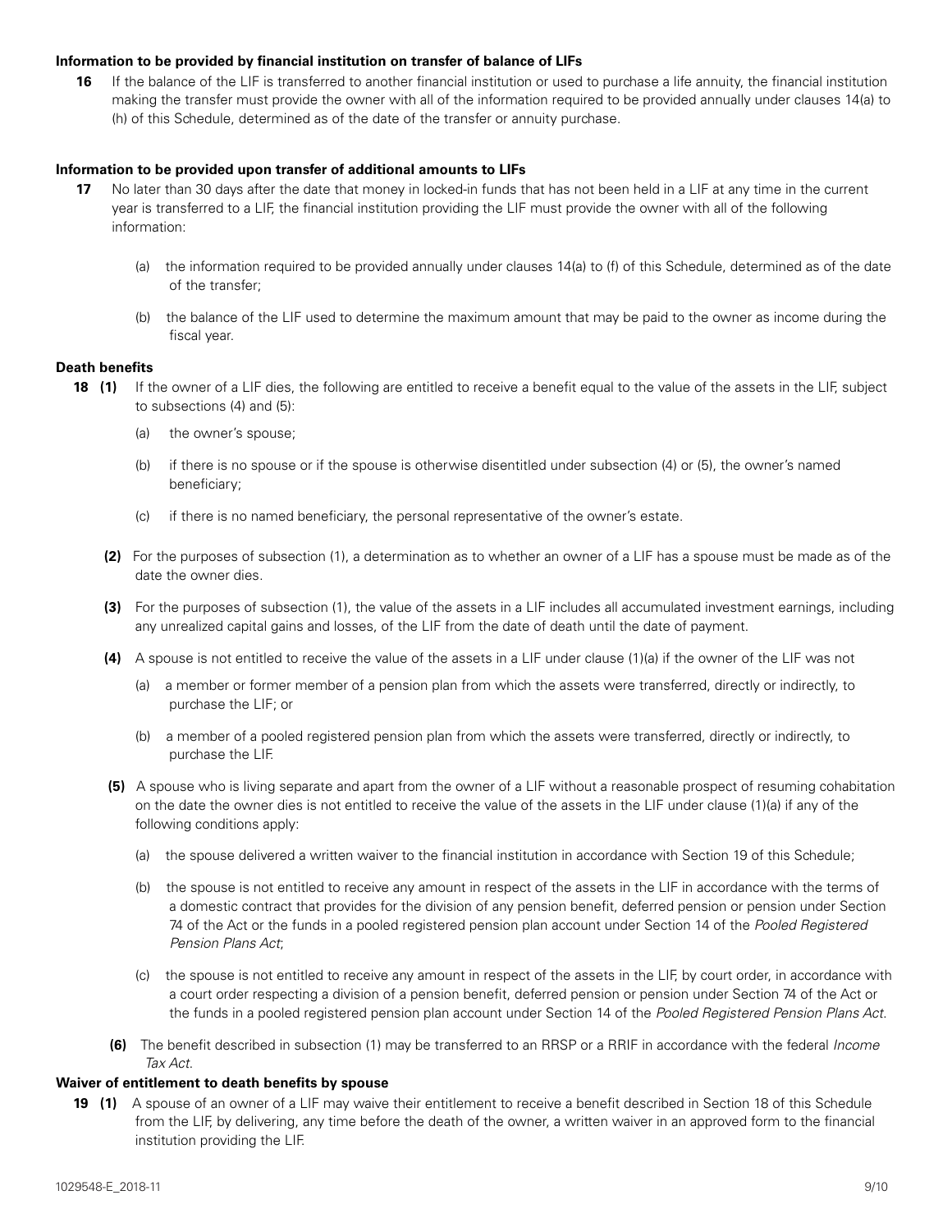**Information to be provided by financial institution on transfer of balance of LIFs**

**16** If the balance of the LIF is transferred to another financial institution or used to purchase a life annuity, the financial institution making the transfer must provide the owner with all of the information required to be provided annually under clauses 14(a) to (h) of this Schedule, determined as of the date of the transfer or annuity purchase.

**Information to be provided upon transfer of additional amounts to LIFs**

**17** No later than 30 days after the date that money in locked-in funds that has not been held in a LIF at any time in the current year is transferred to a LIF, the financial institution providing the LIF must provide the owner with all of the following information:

(a) the information required to be provided annually under clauses 14(a) to (f) of this Schedule, determined as of the date of the transfer;

(b) the balance of the LIF used to determine the maximum amount that may be paid to the owner as income during the fiscal year.

**Death benefits**

**18 (1)** If the owner of a LIF dies, the following are entitled to receive a benefit equal to the value of the assets in the LIF, subject to subsections (4) and (5):

(a) the owner's spouse;

(b) if there is no spouse or if the spouse is otherwise disentitled under subsection (4) or (5), the owner's named beneficiary;

(c) if there is no named beneficiary, the personal representative of the owner's estate.

**(2)** For the purposes of subsection (1), a determination as to whether an owner of a LIF has a spouse must be made as of the date the owner dies.

**(3)** For the purposes of subsection (1), the value of the assets in a LIF includes all accumulated investment earnings, including any unrealized capital gains and losses, of the LIF from the date of death until the date of payment.

**(4)** A spouse is not entitled to receive the value of the assets in a LIF under clause (1)(a) if the owner of the LIF was not

(a) a member or former member of a pension plan from which the assets were transferred, directly or indirectly, to purchase the LIF; or

(b) a member of a pooled registered pension plan from which the assets were transferred, directly or indirectly, to purchase the LIF.

**(5)** A spouse who is living separate and apart from the owner of a LIF without a reasonable prospect of resuming cohabitation on the date the owner dies is not entitled to receive the value of the assets in the LIF under clause (1)(a) if any of the following conditions apply:

(a) the spouse delivered a written waiver to the financial institution in accordance with Section 19 of this Schedule;

(b) the spouse is not entitled to receive any amount in respect of the assets in the LIF in accordance with the terms of a domestic contract that provides for the division of any pension benefit, deferred pension or pension under Section 74 of the Act or the funds in a pooled registered pension plan account under Section 14 of the *Pooled Registered Pension Plans Act*;

(c) the spouse is not entitled to receive any amount in respect of the assets in the LIF, by court order, in accordance with a court order respecting a division of a pension benefit, deferred pension or pension under Section 74 of the Act or the funds in a pooled registered pension plan account under Section 14 of the *Pooled Registered Pension Plans Act*.

**(6)** The benefit described in subsection (1) may be transferred to an RRSP or a RRIF in accordance with the federal *Income Tax Act*.

**Waiver of entitlement to death benefits by spouse**

**19 (1)** A spouse of an owner of a LIF may waive their entitlement to receive a benefit described in Section 18 of this Schedule from the LIF, by delivering, any time before the death of the owner, a written waiver in an approved form to the financial institution providing the LIF.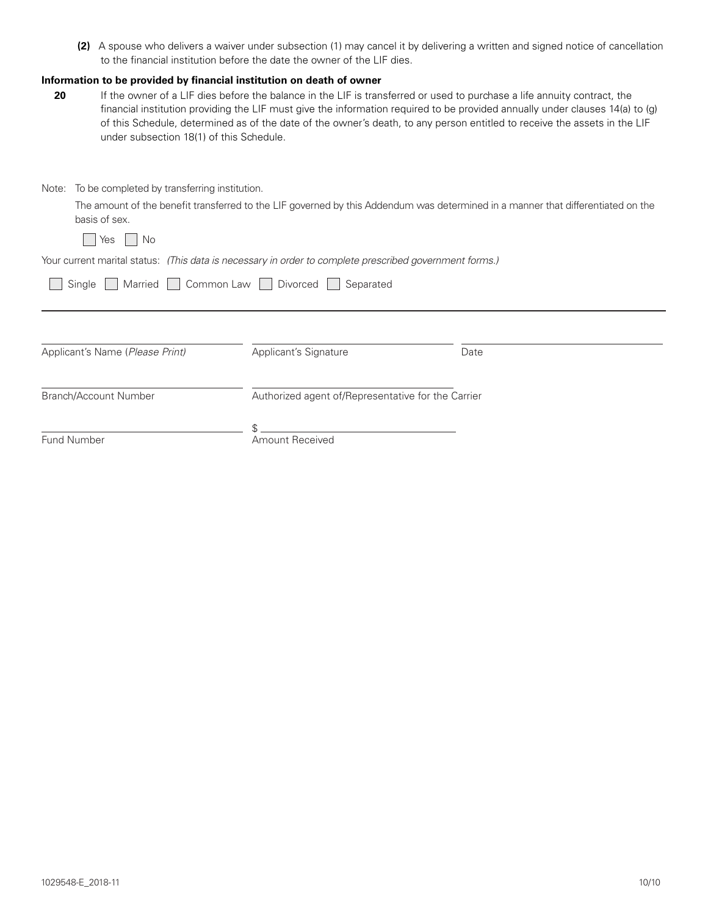**(2)** A spouse who delivers a waiver under subsection (1) may cancel it by delivering a written and signed notice of cancellation to the financial institution before the date the owner of the LIF dies.

**Information to be provided by financial institution on death of owner**

**20** If the owner of a LIF dies before the balance in the LIF is transferred or used to purchase a life annuity contract, the financial institution providing the LIF must give the information required to be provided annually under clauses 14(a) to (g) of this Schedule, determined as of the date of the owner's death, to any person entitled to receive the assets in the LIF under subsection 18(1) of this Schedule.

Note: To be completed by transferring institution.

The amount of the benefit transferred to the LIF governed by this Addendum was determined in a manner that differentiated on the basis of sex.

☐ Yes ☐ No

Your current marital status: *(This data is necessary in order to complete prescribed government forms.)*

☐ Single ☐ Married ☐ Common Law ☐ Divorced ☐ Separated

---

| | | |
|---|---|---|
| Applicant's Name (*Please Print*) | Applicant's Signature | Date |
| Branch/Account Number | Authorized agent of/Representative for the Carrier | |
| Fund Number | $ Amount Received | |

1029548-E_2018-11